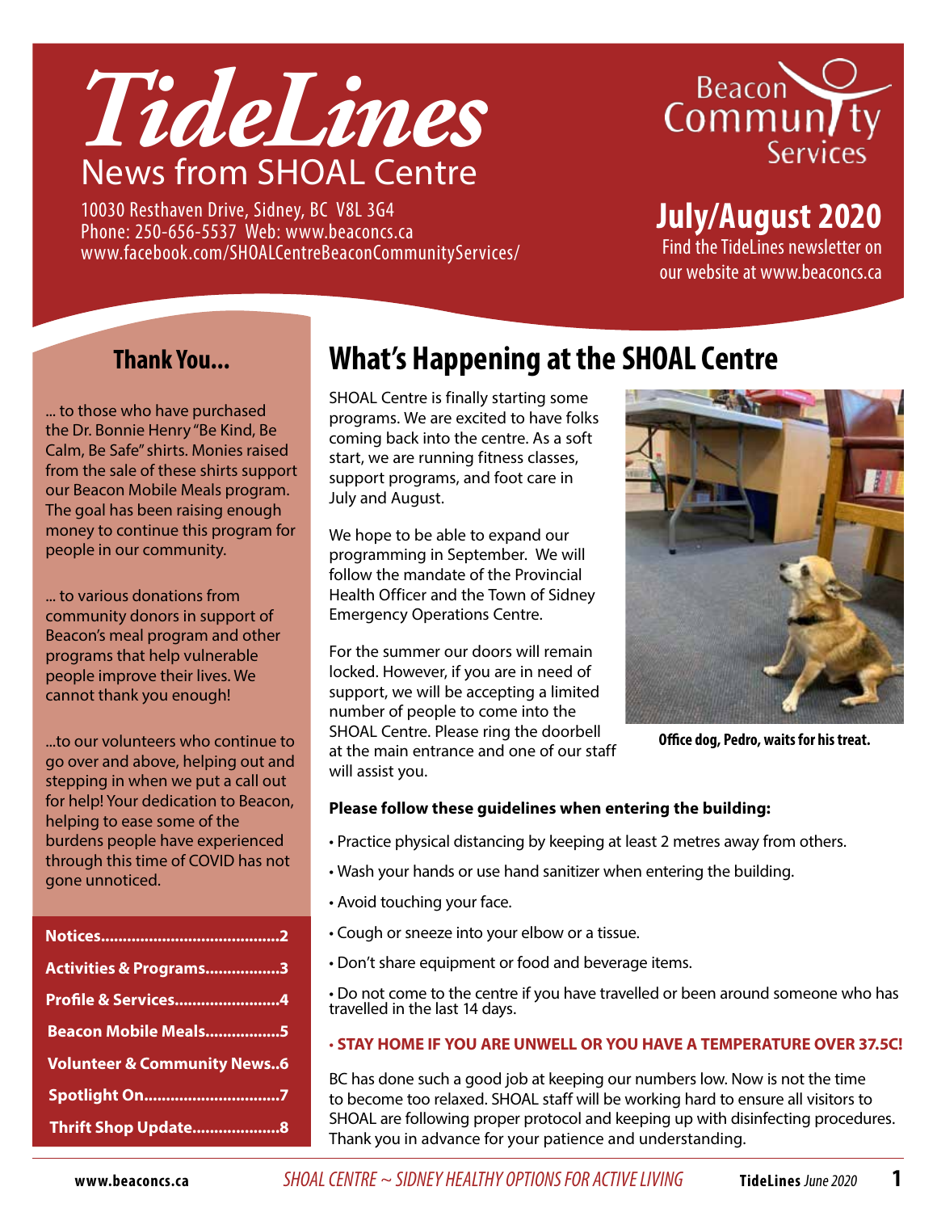# *TideLines*

## News from SHOAL Centre

10030 Resthaven Drive, Sidney, BC V8L 3G4
Phone: 250-656-5537 Web: www.beaconcs.ca
www.facebook.com/SHOALCentreBeaconCommunityServices/

Beacon Community Services

## July/August 2020

Find the TideLines newsletter on our website at www.beaconcs.ca

### Thank You...

... to those who have purchased the Dr. Bonnie Henry "Be Kind, Be Calm, Be Safe" shirts. Monies raised from the sale of these shirts support our Beacon Mobile Meals program. The goal has been raising enough money to continue this program for people in our community.

... to various donations from community donors in support of Beacon's meal program and other programs that help vulnerable people improve their lives. We cannot thank you enough!

...to our volunteers who continue to go over and above, helping out and stepping in when we put a call out for help! Your dedication to Beacon, helping to ease some of the burdens people have experienced through this time of COVID has not gone unnoticed.

**Notices**.........................................**2**
**Activities & Programs**.................**3**
**Profile & Services**........................**4**
**Beacon Mobile Meals**.................**5**
**Volunteer & Community News**..**6**
**Spotlight On**...............................**7**
**Thrift Shop Update**....................**8**

## What's Happening at the SHOAL Centre

SHOAL Centre is finally starting some programs. We are excited to have folks coming back into the centre. As a soft start, we are running fitness classes, support programs, and foot care in July and August.

We hope to be able to expand our programming in September. We will follow the mandate of the Provincial Health Officer and the Town of Sidney Emergency Operations Centre.

For the summer our doors will remain locked. However, if you are in need of support, we will be accepting a limited number of people to come into the SHOAL Centre. Please ring the doorbell at the main entrance and one of our staff will assist you.

**Office dog, Pedro, waits for his treat.**

**Please follow these guidelines when entering the building:**

- Practice physical distancing by keeping at least 2 metres away from others.
- Wash your hands or use hand sanitizer when entering the building.
- Avoid touching your face.
- Cough or sneeze into your elbow or a tissue.
- Don't share equipment or food and beverage items.
- Do not come to the centre if you have travelled or been around someone who has travelled in the last 14 days.
- **STAY HOME IF YOU ARE UNWELL OR YOU HAVE A TEMPERATURE OVER 37.5C!**

BC has done such a good job at keeping our numbers low. Now is not the time to become too relaxed. SHOAL staff will be working hard to ensure all visitors to SHOAL are following proper protocol and keeping up with disinfecting procedures. Thank you in advance for your patience and understanding.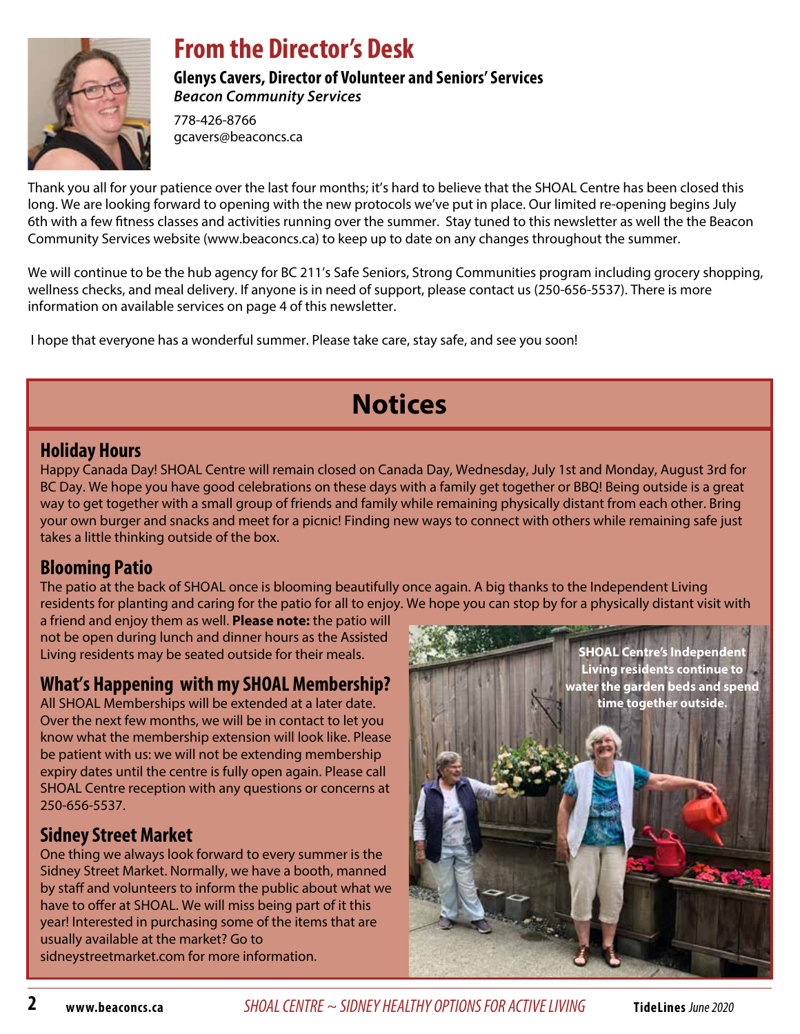## From the Director's Desk

**Glenys Cavers, Director of Volunteer and Seniors' Services**
***Beacon Community Services***

778-426-8766
gcavers@beaconcs.ca

Thank you all for your patience over the last four months; it's hard to believe that the SHOAL Centre has been closed this long. We are looking forward to opening with the new protocols we've put in place. Our limited re-opening begins July 6th with a few fitness classes and activities running over the summer. Stay tuned to this newsletter as well the the Beacon Community Services website (www.beaconcs.ca) to keep up to date on any changes throughout the summer.

We will continue to be the hub agency for BC 211's Safe Seniors, Strong Communities program including grocery shopping, wellness checks, and meal delivery. If anyone is in need of support, please contact us (250-656-5537). There is more information on available services on page 4 of this newsletter.

I hope that everyone has a wonderful summer. Please take care, stay safe, and see you soon!

# Notices

### Holiday Hours

Happy Canada Day! SHOAL Centre will remain closed on Canada Day, Wednesday, July 1st and Monday, August 3rd for BC Day. We hope you have good celebrations on these days with a family get together or BBQ! Being outside is a great way to get together with a small group of friends and family while remaining physically distant from each other. Bring your own burger and snacks and meet for a picnic! Finding new ways to connect with others while remaining safe just takes a little thinking outside of the box.

### Blooming Patio

The patio at the back of SHOAL once is blooming beautifully once again. A big thanks to the Independent Living residents for planting and caring for the patio for all to enjoy. We hope you can stop by for a physically distant visit with a friend and enjoy them as well. **Please note:** the patio will not be open during lunch and dinner hours as the Assisted Living residents may be seated outside for their meals.

SHOAL Centre's Independent Living residents continue to water the garden beds and spend time together outside.

### What's Happening with my SHOAL Membership?

All SHOAL Memberships will be extended at a later date. Over the next few months, we will be in contact to let you know what the membership extension will look like. Please be patient with us: we will not be extending membership expiry dates until the centre is fully open again. Please call SHOAL Centre reception with any questions or concerns at 250-656-5537.

### Sidney Street Market

One thing we always look forward to every summer is the Sidney Street Market. Normally, we have a booth, manned by staff and volunteers to inform the public about what we have to offer at SHOAL. We will miss being part of it this year! Interested in purchasing some of the items that are usually available at the market? Go to sidneystreetmarket.com for more information.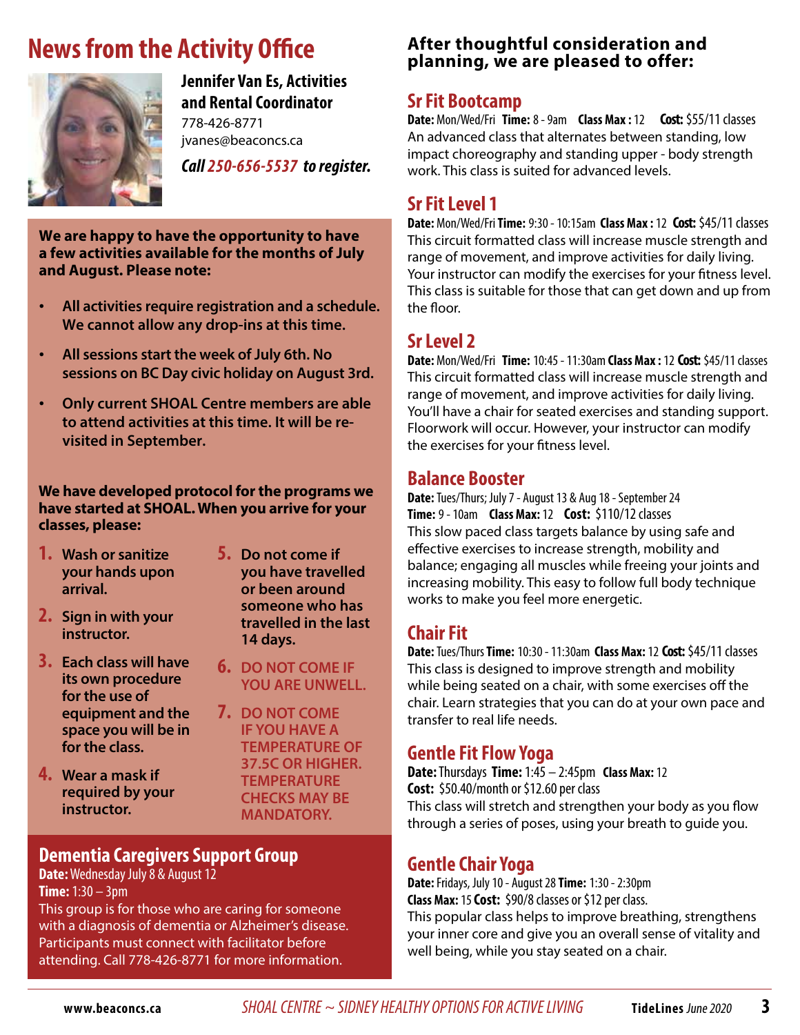# News from the Activity Office

**Jennifer Van Es, Activities and Rental Coordinator**
778-426-8771
jvanes@beaconcs.ca

***Call 250-656-5537 to register.***

**We are happy to have the opportunity to have a few activities available for the months of July and August. Please note:**

- **All activities require registration and a schedule. We cannot allow any drop-ins at this time.**
- **All sessions start the week of July 6th. No sessions on BC Day civic holiday on August 3rd.**
- **Only current SHOAL Centre members are able to attend activities at this time. It will be re-visited in September.**

**We have developed protocol for the programs we have started at SHOAL. When you arrive for your classes, please:**

1. **Wash or sanitize your hands upon arrival.**
2. **Sign in with your instructor.**
3. **Each class will have its own procedure for the use of equipment and the space you will be in for the class.**
4. **Wear a mask if required by your instructor.**
5. **Do not come if you have travelled or been around someone who has travelled in the last 14 days.**
6. **DO NOT COME IF YOU ARE UNWELL.**
7. **DO NOT COME IF YOU HAVE A TEMPERATURE OF 37.5C OR HIGHER. TEMPERATURE CHECKS MAY BE MANDATORY.**

## Dementia Caregivers Support Group

**Date:** Wednesday July 8 & August 12
**Time:** 1:30 – 3pm
This group is for those who are caring for someone with a diagnosis of dementia or Alzheimer's disease. Participants must connect with facilitator before attending. Call 778-426-8771 for more information.

### After thoughtful consideration and planning, we are pleased to offer:

## Sr Fit Bootcamp

**Date:** Mon/Wed/Fri **Time:** 8 - 9am **Class Max :** 12 **Cost:** $55/11 classes
An advanced class that alternates between standing, low impact choreography and standing upper - body strength work. This class is suited for advanced levels.

## Sr Fit Level 1

**Date:** Mon/Wed/Fri **Time:** 9:30 - 10:15am **Class Max :** 12 **Cost:** $45/11 classes
This circuit formatted class will increase muscle strength and range of movement, and improve activities for daily living. Your instructor can modify the exercises for your fitness level. This class is suitable for those that can get down and up from the floor.

## Sr Level 2

**Date:** Mon/Wed/Fri **Time:** 10:45 - 11:30am **Class Max :** 12 **Cost:** $45/11 classes
This circuit formatted class will increase muscle strength and range of movement, and improve activities for daily living. You'll have a chair for seated exercises and standing support. Floorwork will occur. However, your instructor can modify the exercises for your fitness level.

## Balance Booster

**Date:** Tues/Thurs; July 7 - August 13 & Aug 18 - September 24
**Time:** 9 - 10am **Class Max:** 12 **Cost:** $110/12 classes
This slow paced class targets balance by using safe and effective exercises to increase strength, mobility and balance; engaging all muscles while freeing your joints and increasing mobility. This easy to follow full body technique works to make you feel more energetic.

## Chair Fit

**Date:** Tues/Thurs **Time:** 10:30 - 11:30am **Class Max:** 12 **Cost:** $45/11 classes
This class is designed to improve strength and mobility while being seated on a chair, with some exercises off the chair. Learn strategies that you can do at your own pace and transfer to real life needs.

## Gentle Fit Flow Yoga

**Date:** Thursdays **Time:** 1:45 – 2:45pm **Class Max:** 12
**Cost:** $50.40/month or $12.60 per class
This class will stretch and strengthen your body as you flow through a series of poses, using your breath to guide you.

## Gentle Chair Yoga

**Date:** Fridays, July 10 - August 28 **Time:** 1:30 - 2:30pm
**Class Max:** 15 **Cost:** $90/8 classes or $12 per class.
This popular class helps to improve breathing, strengthens your inner core and give you an overall sense of vitality and well being, while you stay seated on a chair.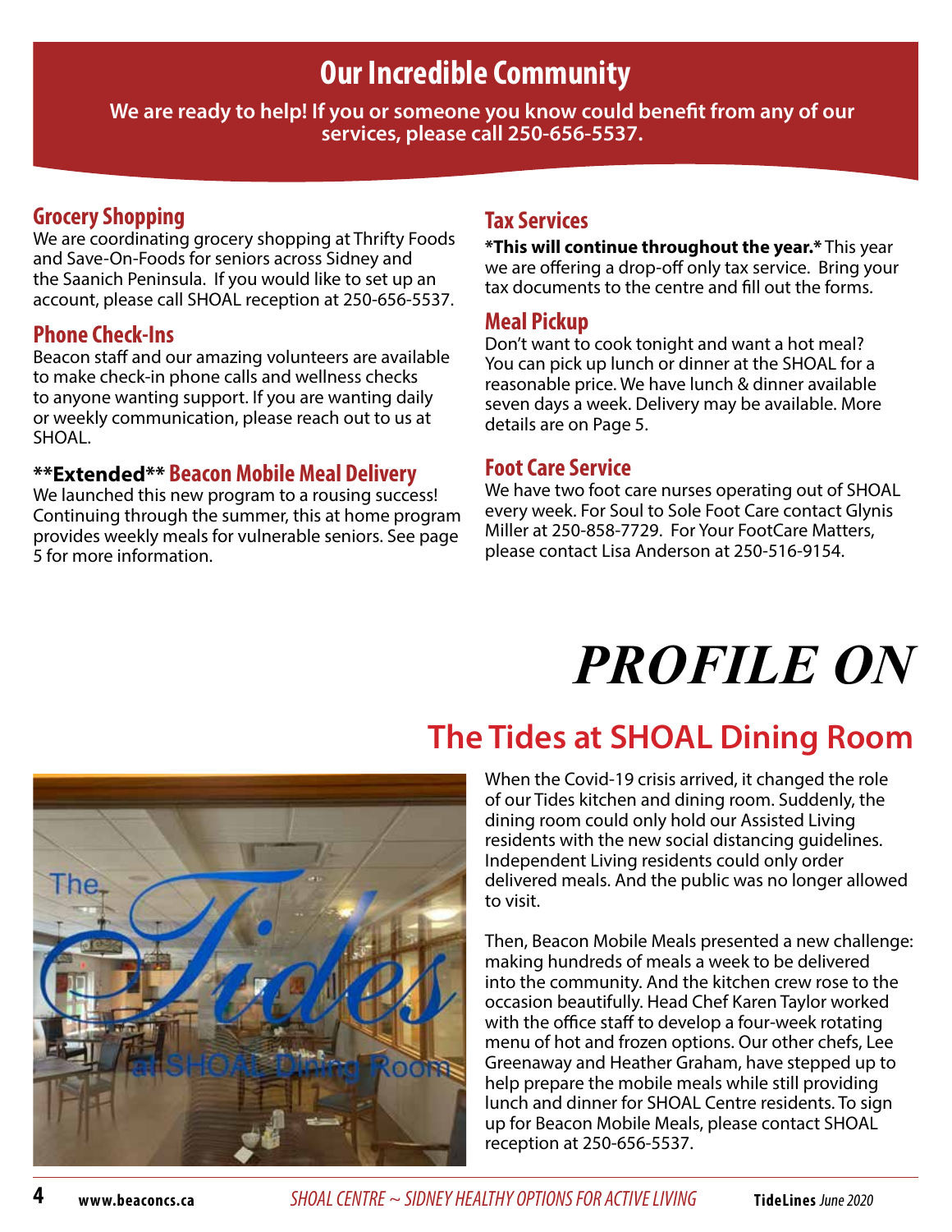# Our Incredible Community

**We are ready to help! If you or someone you know could benefit from any of our services, please call 250-656-5537.**

## Grocery Shopping

We are coordinating grocery shopping at Thrifty Foods and Save-On-Foods for seniors across Sidney and the Saanich Peninsula. If you would like to set up an account, please call SHOAL reception at 250-656-5537.

## Phone Check-Ins

Beacon staff and our amazing volunteers are available to make check-in phone calls and wellness checks to anyone wanting support. If you are wanting daily or weekly communication, please reach out to us at SHOAL.

## **Extended** Beacon Mobile Meal Delivery

We launched this new program to a rousing success! Continuing through the summer, this at home program provides weekly meals for vulnerable seniors. See page 5 for more information.

## Tax Services

***This will continue throughout the year.*** This year we are offering a drop-off only tax service. Bring your tax documents to the centre and fill out the forms.

## Meal Pickup

Don't want to cook tonight and want a hot meal? You can pick up lunch or dinner at the SHOAL for a reasonable price. We have lunch & dinner available seven days a week. Delivery may be available. More details are on Page 5.

## Foot Care Service

We have two foot care nurses operating out of SHOAL every week. For Soul to Sole Foot Care contact Glynis Miller at 250-858-7729. For Your FootCare Matters, please contact Lisa Anderson at 250-516-9154.

# *PROFILE ON*

## The Tides at SHOAL Dining Room

When the Covid-19 crisis arrived, it changed the role of our Tides kitchen and dining room. Suddenly, the dining room could only hold our Assisted Living residents with the new social distancing guidelines. Independent Living residents could only order delivered meals. And the public was no longer allowed to visit.

Then, Beacon Mobile Meals presented a new challenge: making hundreds of meals a week to be delivered into the community. And the kitchen crew rose to the occasion beautifully. Head Chef Karen Taylor worked with the office staff to develop a four-week rotating menu of hot and frozen options. Our other chefs, Lee Greenaway and Heather Graham, have stepped up to help prepare the mobile meals while still providing lunch and dinner for SHOAL Centre residents. To sign up for Beacon Mobile Meals, please contact SHOAL reception at 250-656-5537.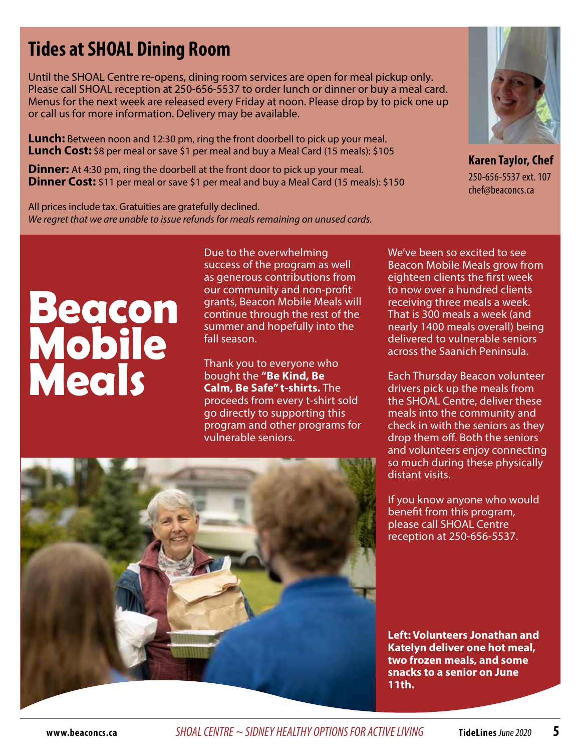## Tides at SHOAL Dining Room

Until the SHOAL Centre re-opens, dining room services are open for meal pickup only. Please call SHOAL reception at 250-656-5537 to order lunch or dinner or buy a meal card. Menus for the next week are released every Friday at noon. Please drop by to pick one up or call us for more information. Delivery may be available.

**Lunch:** Between noon and 12:30 pm, ring the front doorbell to pick up your meal.
**Lunch Cost:** $8 per meal or save $1 per meal and buy a Meal Card (15 meals): $105

**Dinner:** At 4:30 pm, ring the doorbell at the front door to pick up your meal.
**Dinner Cost:** $11 per meal or save $1 per meal and buy a Meal Card (15 meals): $150

All prices include tax. Gratuities are gratefully declined.
*We regret that we are unable to issue refunds for meals remaining on unused cards.*

**Karen Taylor, Chef**
250-656-5537 ext. 107
chef@beaconcs.ca

# Beacon Mobile Meals

Due to the overwhelming success of the program as well as generous contributions from our community and non-profit grants, Beacon Mobile Meals will continue through the rest of the summer and hopefully into the fall season.

Thank you to everyone who bought the **"Be Kind, Be Calm, Be Safe" t-shirts.** The proceeds from every t-shirt sold go directly to supporting this program and other programs for vulnerable seniors.

We've been so excited to see Beacon Mobile Meals grow from eighteen clients the first week to now over a hundred clients receiving three meals a week. That is 300 meals a week (and nearly 1400 meals overall) being delivered to vulnerable seniors across the Saanich Peninsula.

Each Thursday Beacon volunteer drivers pick up the meals from the SHOAL Centre, deliver these meals into the community and check in with the seniors as they drop them off. Both the seniors and volunteers enjoy connecting so much during these physically distant visits.

If you know anyone who would benefit from this program, please call SHOAL Centre reception at 250-656-5537.

**Left: Volunteers Jonathan and Katelyn deliver one hot meal, two frozen meals, and some snacks to a senior on June 11th.**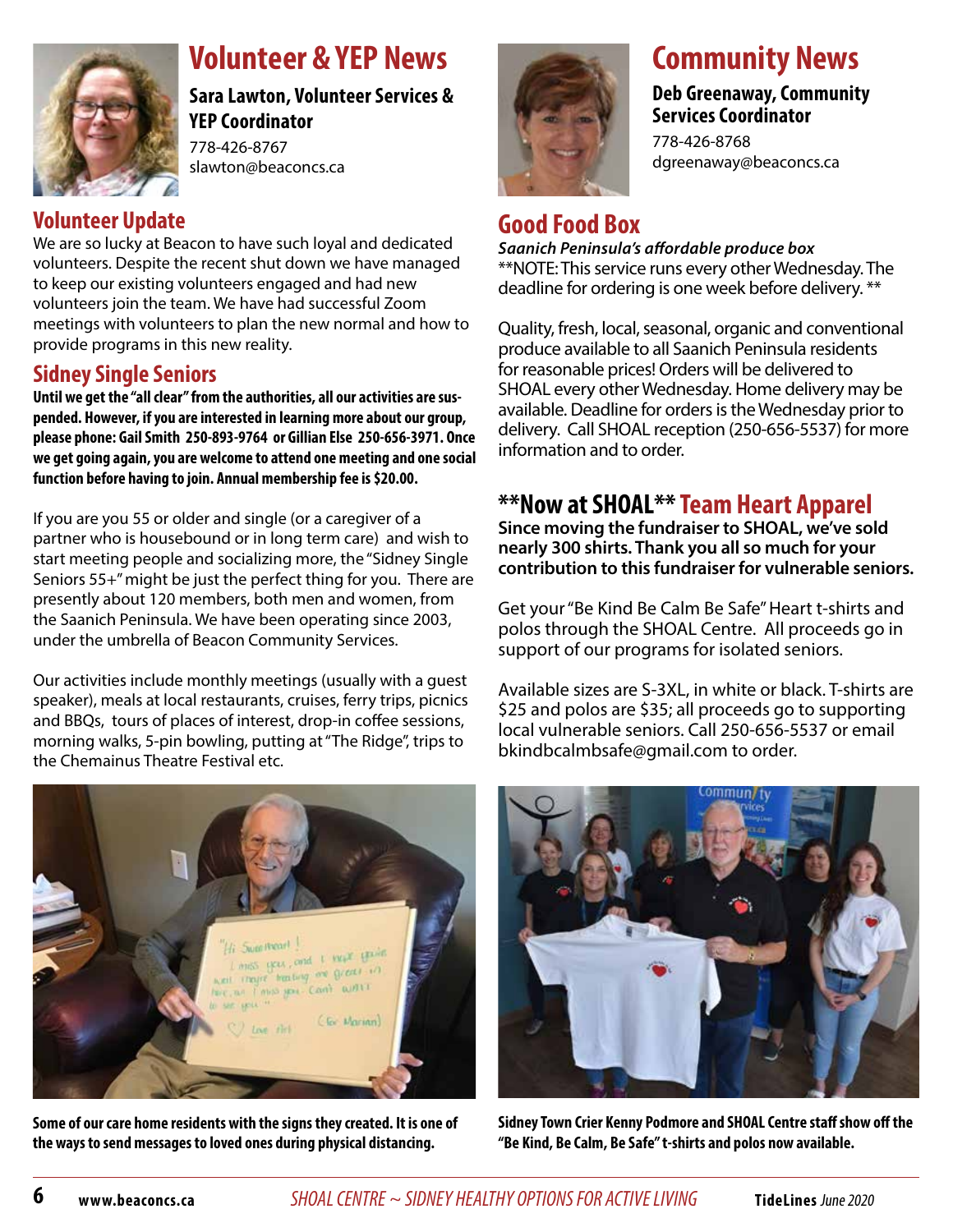# Volunteer & YEP News

**Sara Lawton, Volunteer Services & YEP Coordinator**
778-426-8767
slawton@beaconcs.ca

## Volunteer Update

We are so lucky at Beacon to have such loyal and dedicated volunteers. Despite the recent shut down we have managed to keep our existing volunteers engaged and had new volunteers join the team. We have had successful Zoom meetings with volunteers to plan the new normal and how to provide programs in this new reality.

## Sidney Single Seniors

**Until we get the "all clear" from the authorities, all our activities are suspended. However, if you are interested in learning more about our group, please phone: Gail Smith 250-893-9764 or Gillian Else 250-656-3971. Once we get going again, you are welcome to attend one meeting and one social function before having to join. Annual membership fee is $20.00.**

If you are you 55 or older and single (or a caregiver of a partner who is housebound or in long term care) and wish to start meeting people and socializing more, the "Sidney Single Seniors 55+" might be just the perfect thing for you. There are presently about 120 members, both men and women, from the Saanich Peninsula. We have been operating since 2003, under the umbrella of Beacon Community Services.

Our activities include monthly meetings (usually with a guest speaker), meals at local restaurants, cruises, ferry trips, picnics and BBQs, tours of places of interest, drop-in coffee sessions, morning walks, 5-pin bowling, putting at "The Ridge", trips to the Chemainus Theatre Festival etc.

**Some of our care home residents with the signs they created. It is one of the ways to send messages to loved ones during physical distancing.**

# Community News

**Deb Greenaway, Community Services Coordinator**
778-426-8768
dgreenaway@beaconcs.ca

## Good Food Box

***Saanich Peninsula's affordable produce box***
**NOTE: This service runs every other Wednesday. The deadline for ordering is one week before delivery. **

Quality, fresh, local, seasonal, organic and conventional produce available to all Saanich Peninsula residents for reasonable prices! Orders will be delivered to SHOAL every other Wednesday. Home delivery may be available. Deadline for orders is the Wednesday prior to delivery. Call SHOAL reception (250-656-5537) for more information and to order.

## **Now at SHOAL** Team Heart Apparel

**Since moving the fundraiser to SHOAL, we've sold nearly 300 shirts. Thank you all so much for your contribution to this fundraiser for vulnerable seniors.**

Get your "Be Kind Be Calm Be Safe" Heart t-shirts and polos through the SHOAL Centre. All proceeds go in support of our programs for isolated seniors.

Available sizes are S-3XL, in white or black. T-shirts are $25 and polos are $35; all proceeds go to supporting local vulnerable seniors. Call 250-656-5537 or email bkindbcalmbsafe@gmail.com to order.

**Sidney Town Crier Kenny Podmore and SHOAL Centre staff show off the "Be Kind, Be Calm, Be Safe" t-shirts and polos now available.**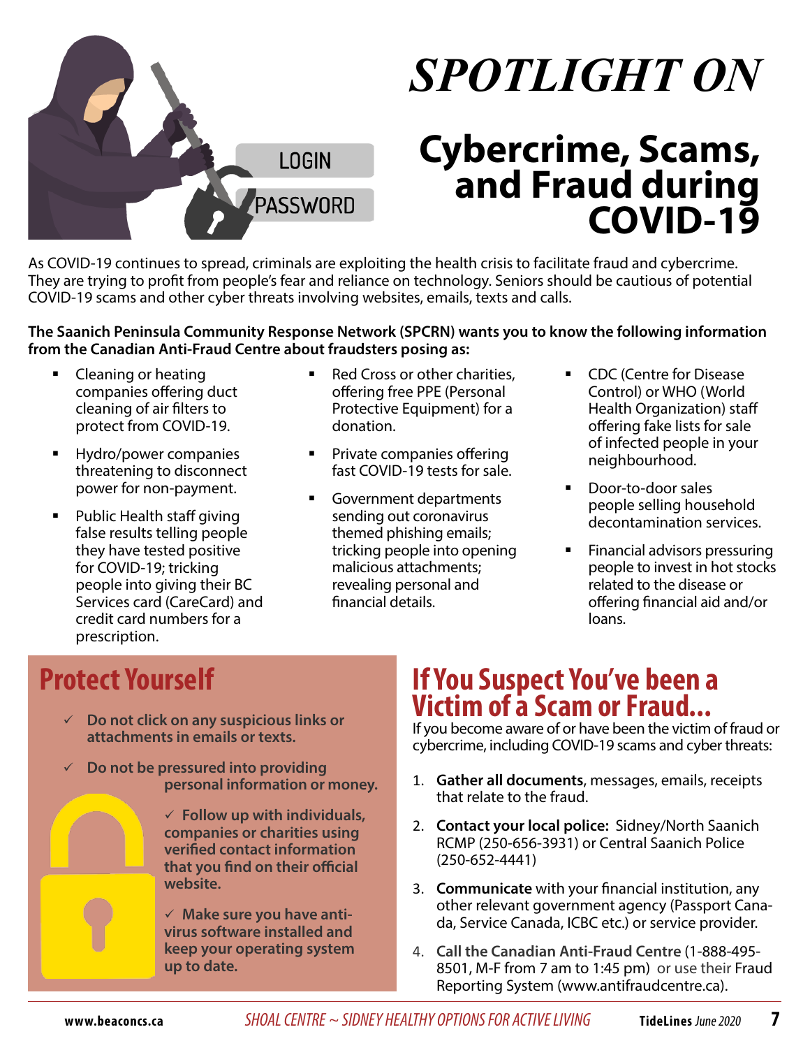# *SPOTLIGHT ON*

## Cybercrime, Scams, and Fraud during COVID-19

As COVID-19 continues to spread, criminals are exploiting the health crisis to facilitate fraud and cybercrime. They are trying to profit from people's fear and reliance on technology. Seniors should be cautious of potential COVID-19 scams and other cyber threats involving websites, emails, texts and calls.

**The Saanich Peninsula Community Response Network (SPCRN) wants you to know the following information from the Canadian Anti-Fraud Centre about fraudsters posing as:**

- Cleaning or heating companies offering duct cleaning of air filters to protect from COVID-19.
- Hydro/power companies threatening to disconnect power for non-payment.
- Public Health staff giving false results telling people they have tested positive for COVID-19; tricking people into giving their BC Services card (CareCard) and credit card numbers for a prescription.
- Red Cross or other charities, offering free PPE (Personal Protective Equipment) for a donation.
- Private companies offering fast COVID-19 tests for sale.
- Government departments sending out coronavirus themed phishing emails; tricking people into opening malicious attachments; revealing personal and financial details.
- CDC (Centre for Disease Control) or WHO (World Health Organization) staff offering fake lists for sale of infected people in your neighbourhood.
- Door-to-door sales people selling household decontamination services.
- Financial advisors pressuring people to invest in hot stocks related to the disease or offering financial aid and/or loans.

## Protect Yourself

- ✓ **Do not click on any suspicious links or attachments in emails or texts.**
- ✓ **Do not be pressured into providing personal information or money.**
- ✓ **Follow up with individuals, companies or charities using verified contact information that you find on their official website.**
- ✓ **Make sure you have anti-virus software installed and keep your operating system up to date.**

## If You Suspect You've been a Victim of a Scam or Fraud...

If you become aware of or have been the victim of fraud or cybercrime, including COVID-19 scams and cyber threats:

1. **Gather all documents**, messages, emails, receipts that relate to the fraud.
2. **Contact your local police:** Sidney/North Saanich RCMP (250-656-3931) or Central Saanich Police (250-652-4441)
3. **Communicate** with your financial institution, any other relevant government agency (Passport Canada, Service Canada, ICBC etc.) or service provider.
4. **Call the Canadian Anti-Fraud Centre** (1-888-495-8501, M-F from 7 am to 1:45 pm) or use their Fraud Reporting System (www.antifraudcentre.ca).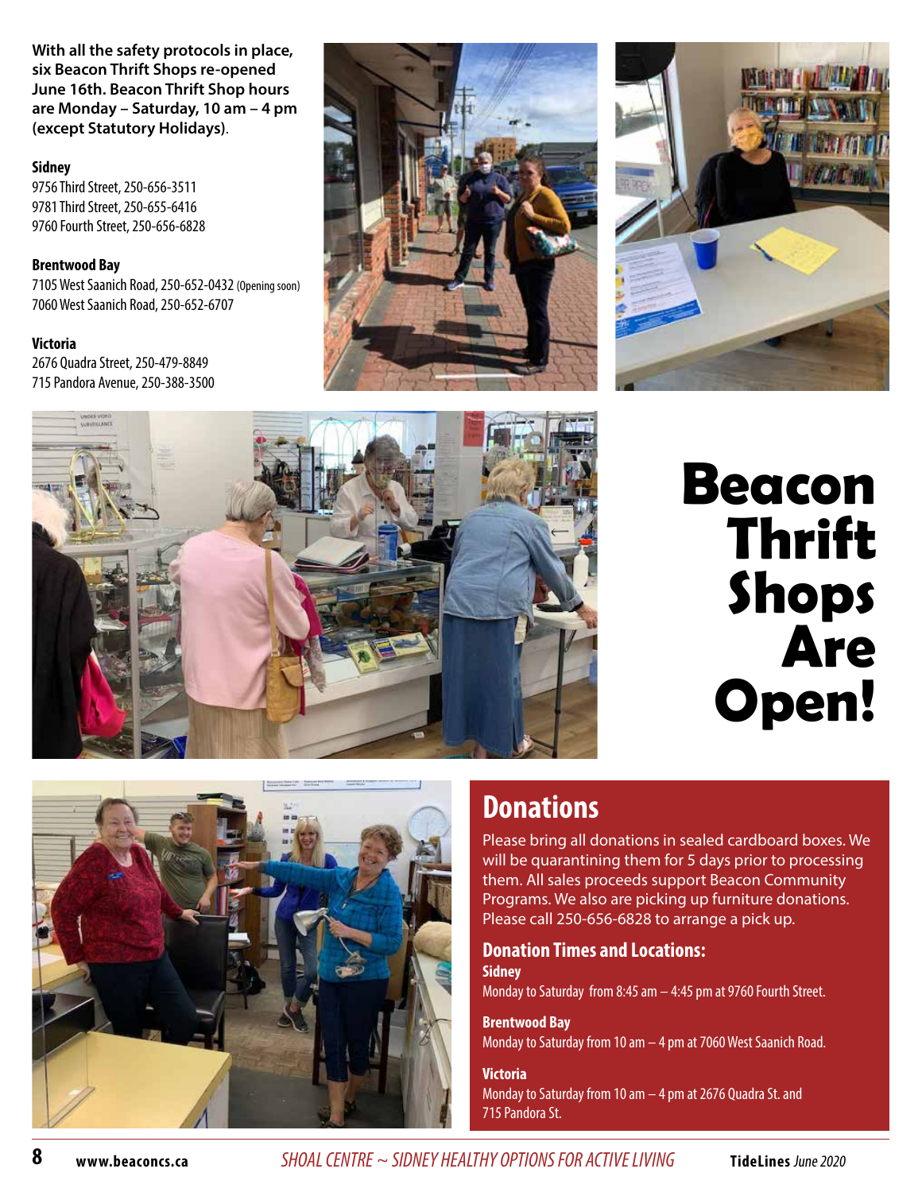**With all the safety protocols in place, six Beacon Thrift Shops re-opened June 16th. Beacon Thrift Shop hours are Monday – Saturday, 10 am – 4 pm (except Statutory Holidays)**.

**Sidney**
9756 Third Street, 250-656-3511
9781 Third Street, 250-655-6416
9760 Fourth Street, 250-656-6828

**Brentwood Bay**
7105 West Saanich Road, 250-652-0432 (Opening soon)
7060 West Saanich Road, 250-652-6707

**Victoria**
2676 Quadra Street, 250-479-8849
715 Pandora Avenue, 250-388-3500

# Beacon Thrift Shops Are Open!

## Donations

Please bring all donations in sealed cardboard boxes. We will be quarantining them for 5 days prior to processing them. All sales proceeds support Beacon Community Programs. We also are picking up furniture donations. Please call 250-656-6828 to arrange a pick up.

### Donation Times and Locations:

**Sidney**
Monday to Saturday from 8:45 am – 4:45 pm at 9760 Fourth Street.

**Brentwood Bay**
Monday to Saturday from 10 am – 4 pm at 7060 West Saanich Road.

**Victoria**
Monday to Saturday from 10 am – 4 pm at 2676 Quadra St. and 715 Pandora St.